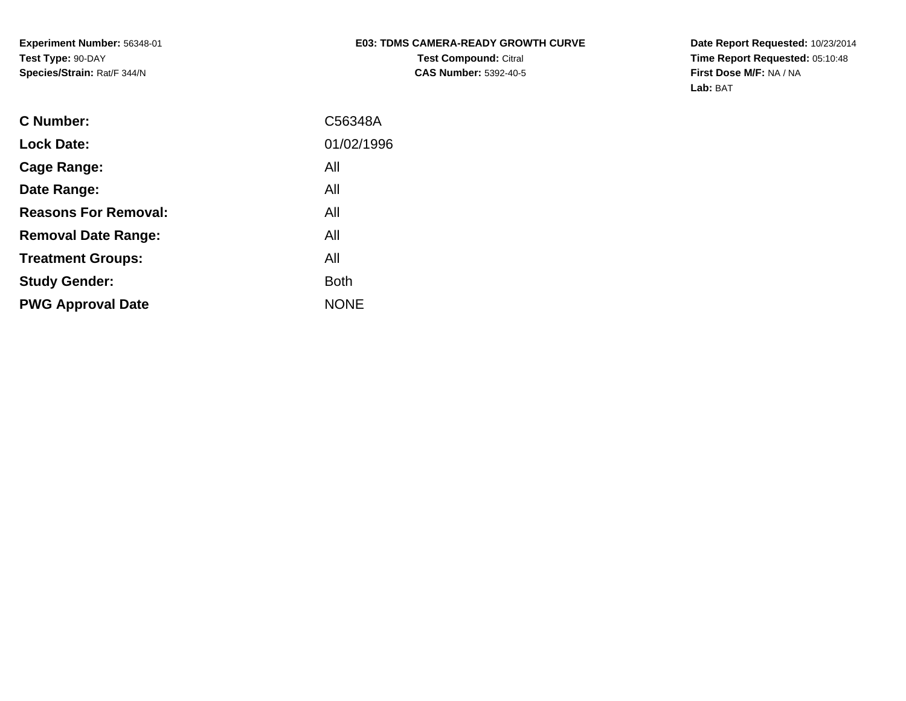**Experiment Number:** 56348-01
**Test Type:** 90-DAY
**Species/Strain:** Rat/F 344/N

**E03: TDMS CAMERA-READY GROWTH CURVE**
**Test Compound:** Citral
**CAS Number:** 5392-40-5

**Date Report Requested:** 10/23/2014
**Time Report Requested:** 05:10:48
**First Dose M/F:** NA / NA
**Lab:** BAT

| | |
|---|---|
| **C Number:** | C56348A |
| **Lock Date:** | 01/02/1996 |
| **Cage Range:** | All |
| **Date Range:** | All |
| **Reasons For Removal:** | All |
| **Removal Date Range:** | All |
| **Treatment Groups:** | All |
| **Study Gender:** | Both |
| **PWG Approval Date** | NONE |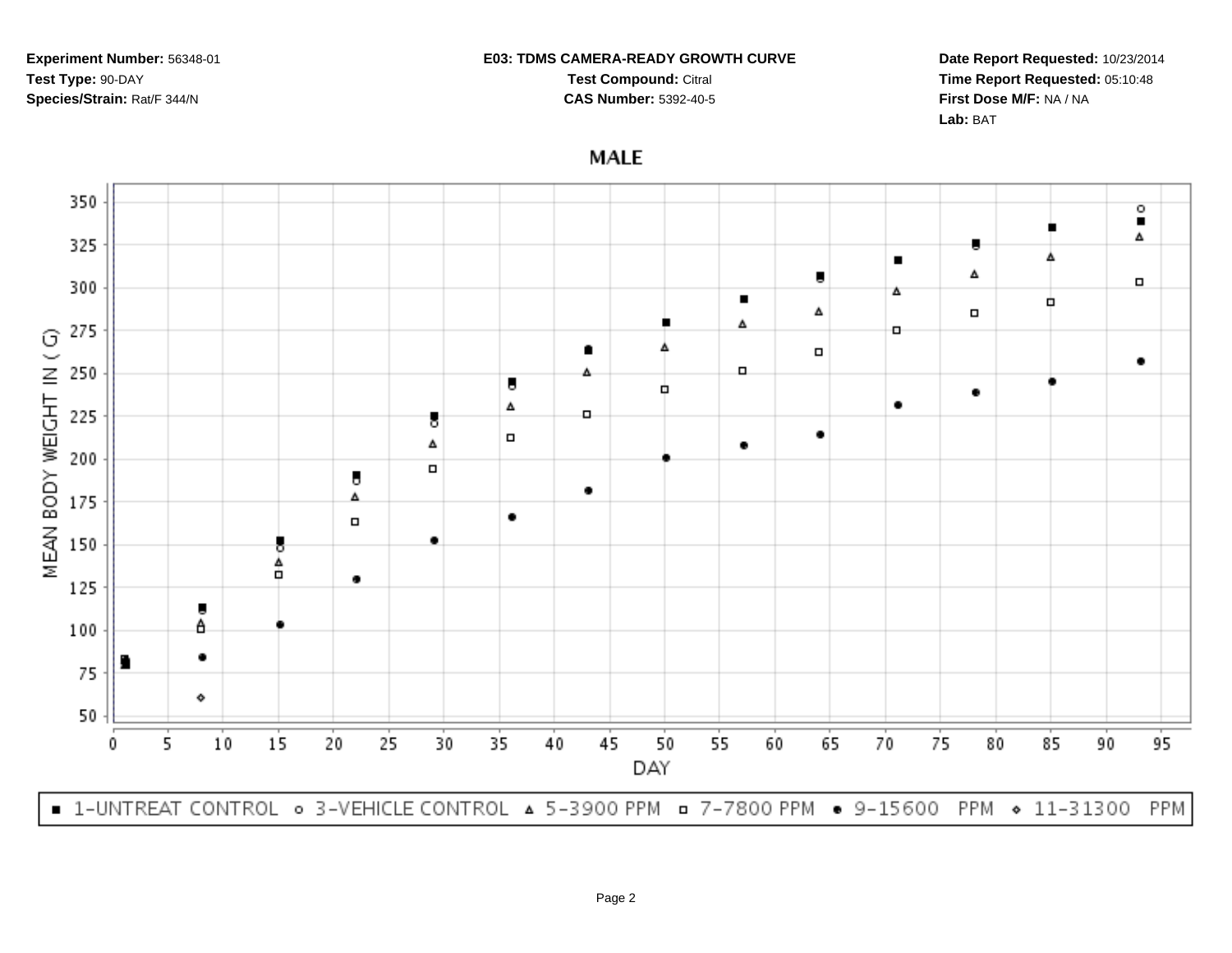**Experiment Number:** 56348-01
**Test Type:** 90-DAY
**Species/Strain:** Rat/F 344/N

**E03: TDMS CAMERA-READY GROWTH CURVE**
**Test Compound:** Citral
**CAS Number:** 5392-40-5

**Date Report Requested:** 10/23/2014
**Time Report Requested:** 05:10:48
**First Dose M/F:** NA / NA
**Lab:** BAT

## MALE

MEAN BODY WEIGHT IN ( G)

DAY

■ 1-UNTREAT CONTROL ○ 3-VEHICLE CONTROL △ 5-3900 PPM □ 7-7800 PPM ● 9-15600 PPM ◇ 11-31300 PPM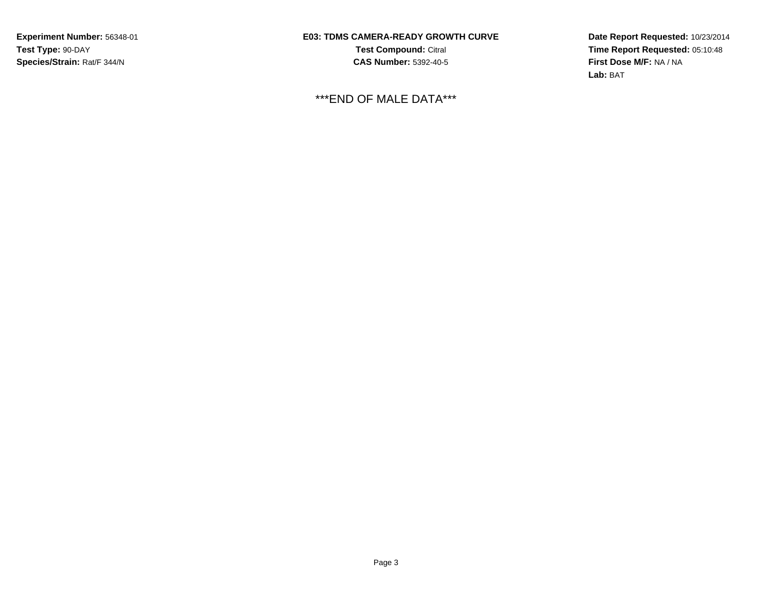**Experiment Number:** 56348-01
**Test Type:** 90-DAY
**Species/Strain:** Rat/F 344/N

**E03: TDMS CAMERA-READY GROWTH CURVE**
**Test Compound:** Citral
**CAS Number:** 5392-40-5

**Date Report Requested:** 10/23/2014
**Time Report Requested:** 05:10:48
**First Dose M/F:** NA / NA
**Lab:** BAT

\*\*\*END OF MALE DATA\*\*\*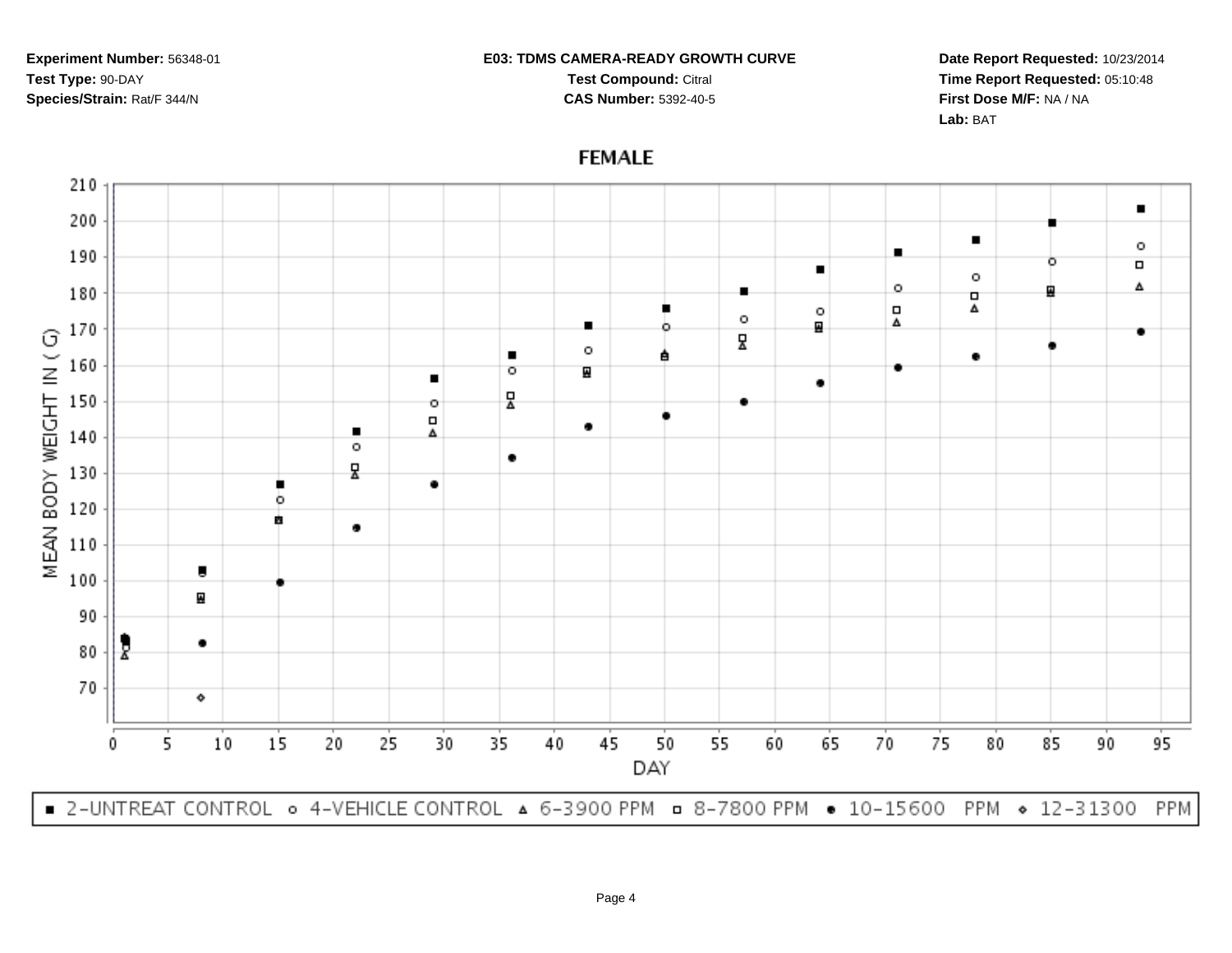**Experiment Number:** 56348-01
**Test Type:** 90-DAY
**Species/Strain:** Rat/F 344/N

**E03: TDMS CAMERA-READY GROWTH CURVE**
**Test Compound:** Citral
**CAS Number:** 5392-40-5

**Date Report Requested:** 10/23/2014
**Time Report Requested:** 05:10:48
**First Dose M/F:** NA / NA
**Lab:** BAT

## FEMALE

MEAN BODY WEIGHT IN ( G)

DAY

■ 2-UNTREAT CONTROL ○ 4-VEHICLE CONTROL ▵ 6-3900 PPM □ 8-7800 PPM ● 10-15600 PPM ◇ 12-31300 PPM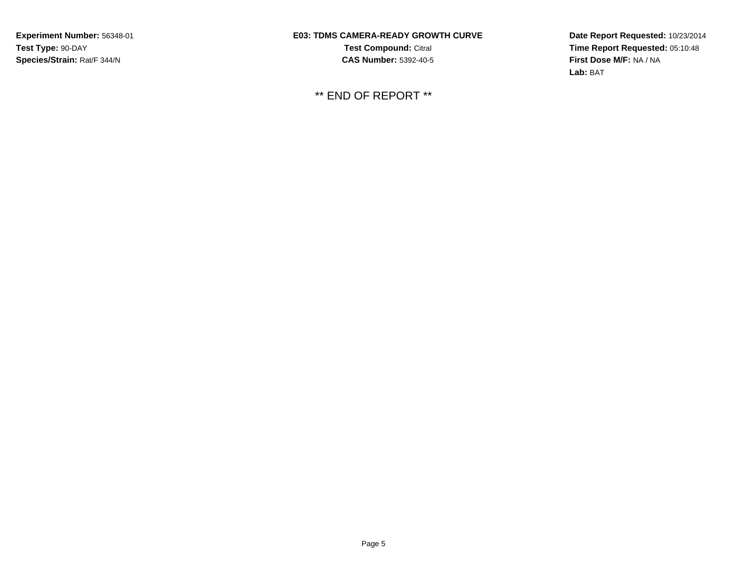**Experiment Number:** 56348-01
**Test Type:** 90-DAY
**Species/Strain:** Rat/F 344/N

**E03: TDMS CAMERA-READY GROWTH CURVE**
**Test Compound:** Citral
**CAS Number:** 5392-40-5

**Date Report Requested:** 10/23/2014
**Time Report Requested:** 05:10:48
**First Dose M/F:** NA / NA
**Lab:** BAT

** END OF REPORT **